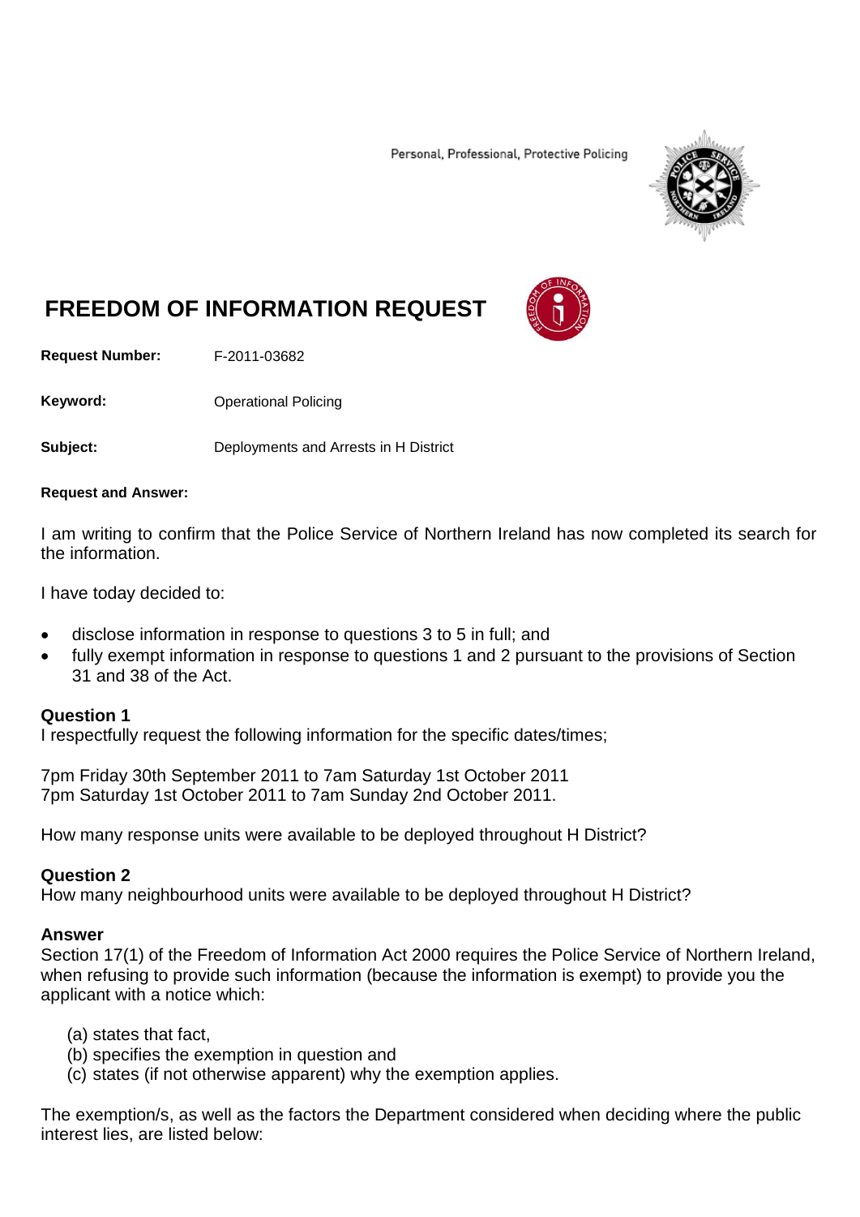Personal, Professional, Protective Policing

# FREEDOM OF INFORMATION REQUEST

**Request Number:** F-2011-03682

**Keyword:** Operational Policing

**Subject:** Deployments and Arrests in H District

**Request and Answer:**

I am writing to confirm that the Police Service of Northern Ireland has now completed its search for the information.

I have today decided to:

- disclose information in response to questions 3 to 5 in full; and
- fully exempt information in response to questions 1 and 2 pursuant to the provisions of Section 31 and 38 of the Act.

**Question 1**
I respectfully request the following information for the specific dates/times;

7pm Friday 30th September 2011 to 7am Saturday 1st October 2011
7pm Saturday 1st October 2011 to 7am Sunday 2nd October 2011.

How many response units were available to be deployed throughout H District?

**Question 2**
How many neighbourhood units were available to be deployed throughout H District?

**Answer**
Section 17(1) of the Freedom of Information Act 2000 requires the Police Service of Northern Ireland, when refusing to provide such information (because the information is exempt) to provide you the applicant with a notice which:

(a) states that fact,
(b) specifies the exemption in question and
(c) states (if not otherwise apparent) why the exemption applies.

The exemption/s, as well as the factors the Department considered when deciding where the public interest lies, are listed below: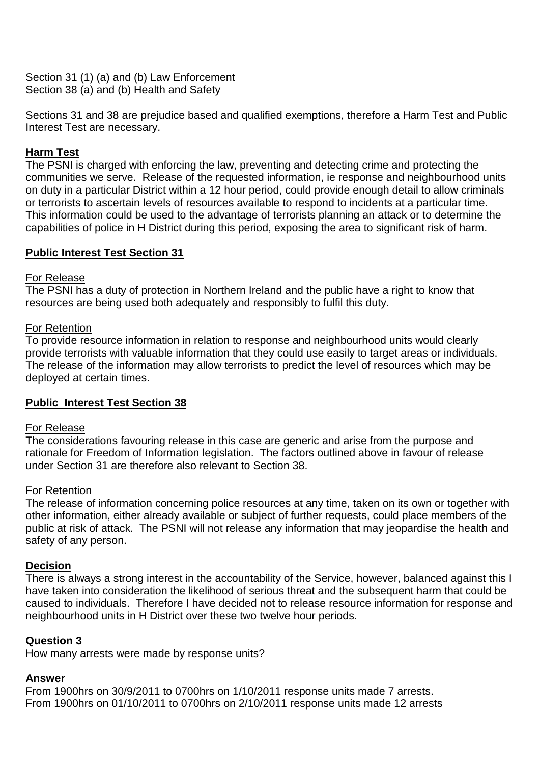Section 31 (1) (a) and (b) Law Enforcement
Section 38 (a) and (b) Health and Safety

Sections 31 and 38 are prejudice based and qualified exemptions, therefore a Harm Test and Public Interest Test are necessary.

**Harm Test**

The PSNI is charged with enforcing the law, preventing and detecting crime and protecting the communities we serve. Release of the requested information, ie response and neighbourhood units on duty in a particular District within a 12 hour period, could provide enough detail to allow criminals or terrorists to ascertain levels of resources available to respond to incidents at a particular time. This information could be used to the advantage of terrorists planning an attack or to determine the capabilities of police in H District during this period, exposing the area to significant risk of harm.

**Public Interest Test Section 31**

For Release

The PSNI has a duty of protection in Northern Ireland and the public have a right to know that resources are being used both adequately and responsibly to fulfil this duty.

For Retention

To provide resource information in relation to response and neighbourhood units would clearly provide terrorists with valuable information that they could use easily to target areas or individuals. The release of the information may allow terrorists to predict the level of resources which may be deployed at certain times.

**Public Interest Test Section 38**

For Release

The considerations favouring release in this case are generic and arise from the purpose and rationale for Freedom of Information legislation. The factors outlined above in favour of release under Section 31 are therefore also relevant to Section 38.

For Retention

The release of information concerning police resources at any time, taken on its own or together with other information, either already available or subject of further requests, could place members of the public at risk of attack. The PSNI will not release any information that may jeopardise the health and safety of any person.

**Decision**

There is always a strong interest in the accountability of the Service, however, balanced against this I have taken into consideration the likelihood of serious threat and the subsequent harm that could be caused to individuals. Therefore I have decided not to release resource information for response and neighbourhood units in H District over these two twelve hour periods.

**Question 3**

How many arrests were made by response units?

**Answer**

From 1900hrs on 30/9/2011 to 0700hrs on 1/10/2011 response units made 7 arrests.
From 1900hrs on 01/10/2011 to 0700hrs on 2/10/2011 response units made 12 arrests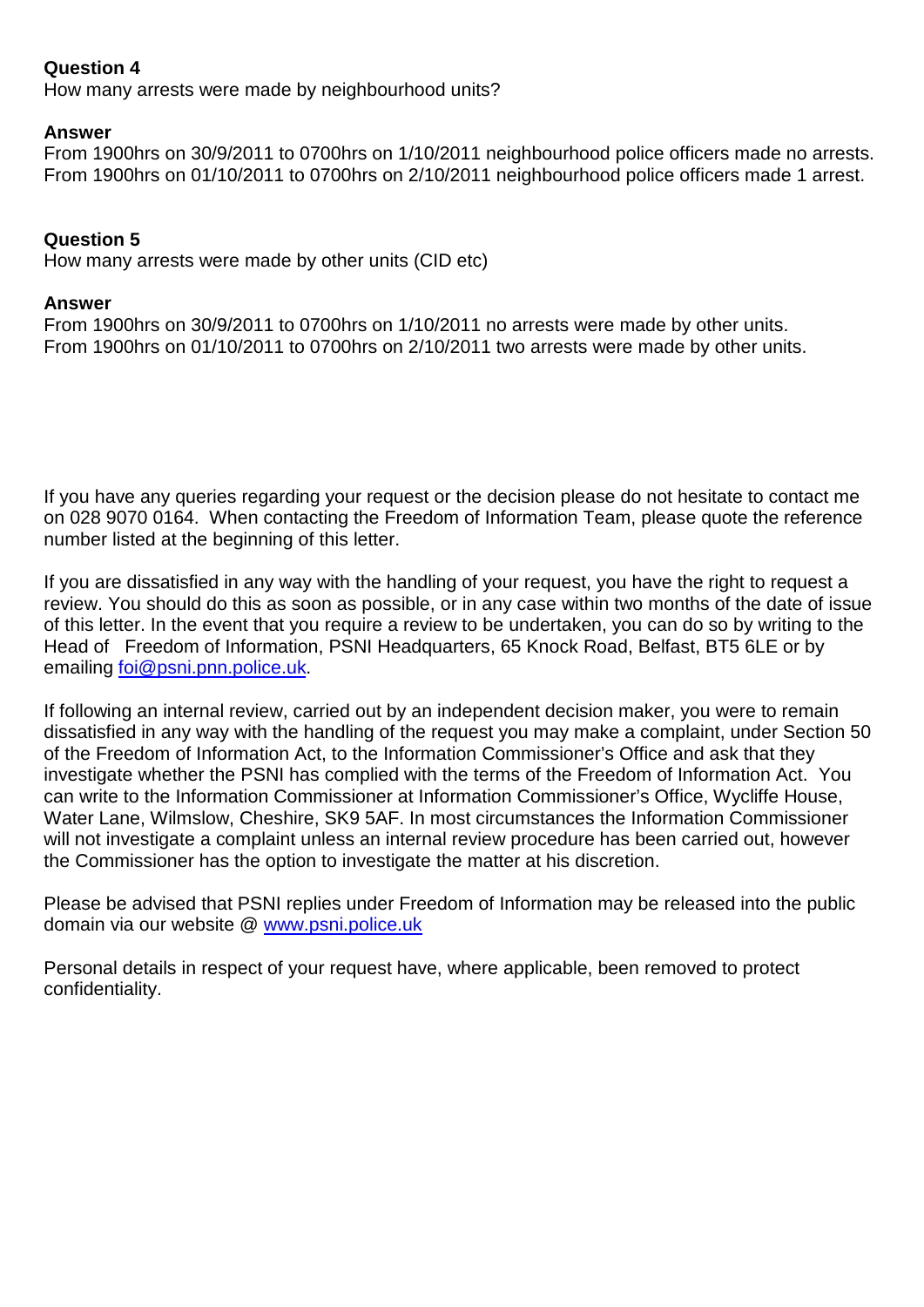**Question 4**
How many arrests were made by neighbourhood units?

**Answer**
From 1900hrs on 30/9/2011 to 0700hrs on 1/10/2011 neighbourhood police officers made no arrests.
From 1900hrs on 01/10/2011 to 0700hrs on 2/10/2011 neighbourhood police officers made 1 arrest.

**Question 5**
How many arrests were made by other units (CID etc)

**Answer**
From 1900hrs on 30/9/2011 to 0700hrs on 1/10/2011 no arrests were made by other units.
From 1900hrs on 01/10/2011 to 0700hrs on 2/10/2011 two arrests were made by other units.

If you have any queries regarding your request or the decision please do not hesitate to contact me on 028 9070 0164. When contacting the Freedom of Information Team, please quote the reference number listed at the beginning of this letter.

If you are dissatisfied in any way with the handling of your request, you have the right to request a review. You should do this as soon as possible, or in any case within two months of the date of issue of this letter. In the event that you require a review to be undertaken, you can do so by writing to the Head of Freedom of Information, PSNI Headquarters, 65 Knock Road, Belfast, BT5 6LE or by emailing foi@psni.pnn.police.uk.

If following an internal review, carried out by an independent decision maker, you were to remain dissatisfied in any way with the handling of the request you may make a complaint, under Section 50 of the Freedom of Information Act, to the Information Commissioner's Office and ask that they investigate whether the PSNI has complied with the terms of the Freedom of Information Act. You can write to the Information Commissioner at Information Commissioner's Office, Wycliffe House, Water Lane, Wilmslow, Cheshire, SK9 5AF. In most circumstances the Information Commissioner will not investigate a complaint unless an internal review procedure has been carried out, however the Commissioner has the option to investigate the matter at his discretion.

Please be advised that PSNI replies under Freedom of Information may be released into the public domain via our website @ www.psni.police.uk

Personal details in respect of your request have, where applicable, been removed to protect confidentiality.